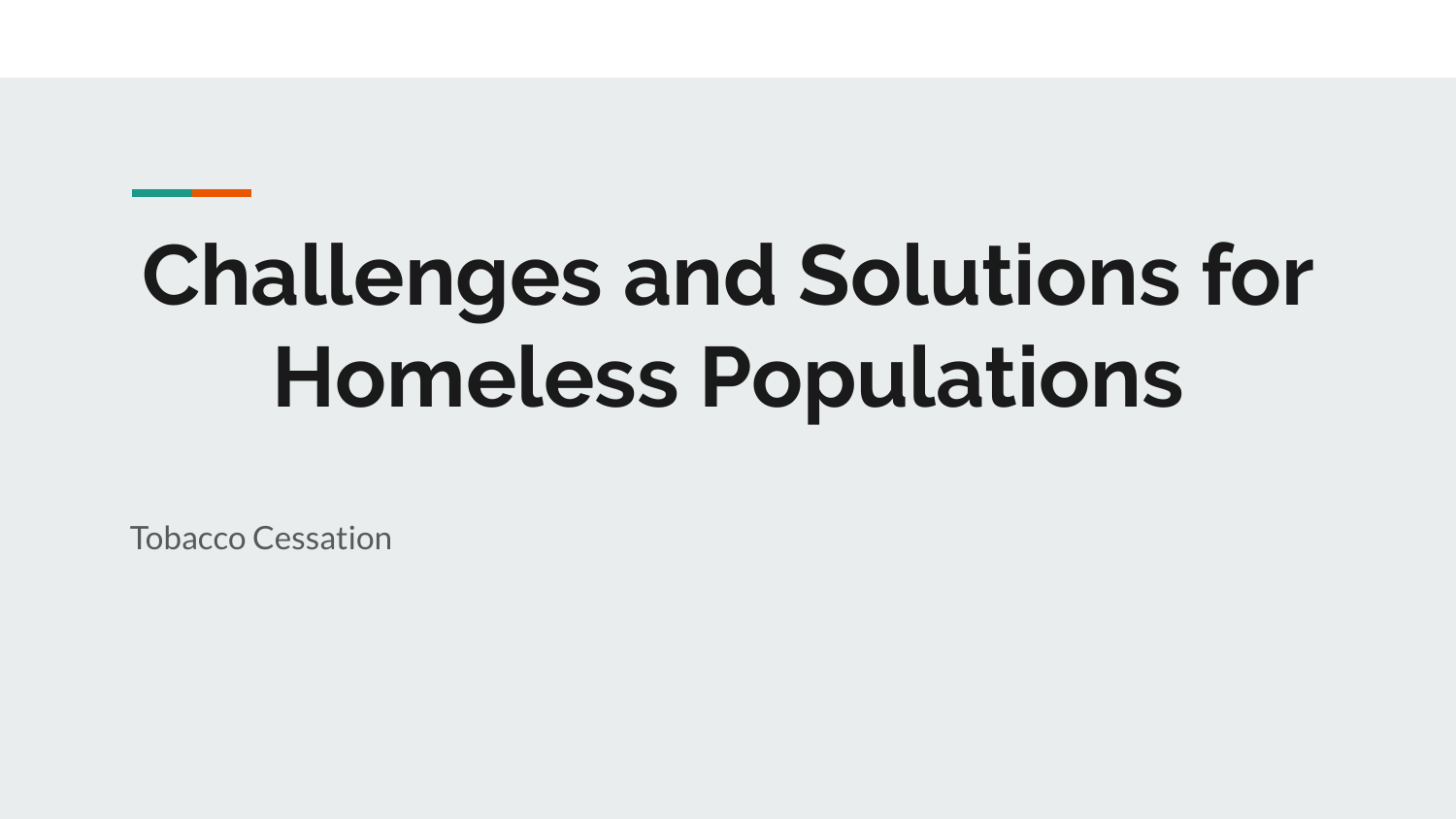# Challenges and Solutions for Homeless Populations

Tobacco Cessation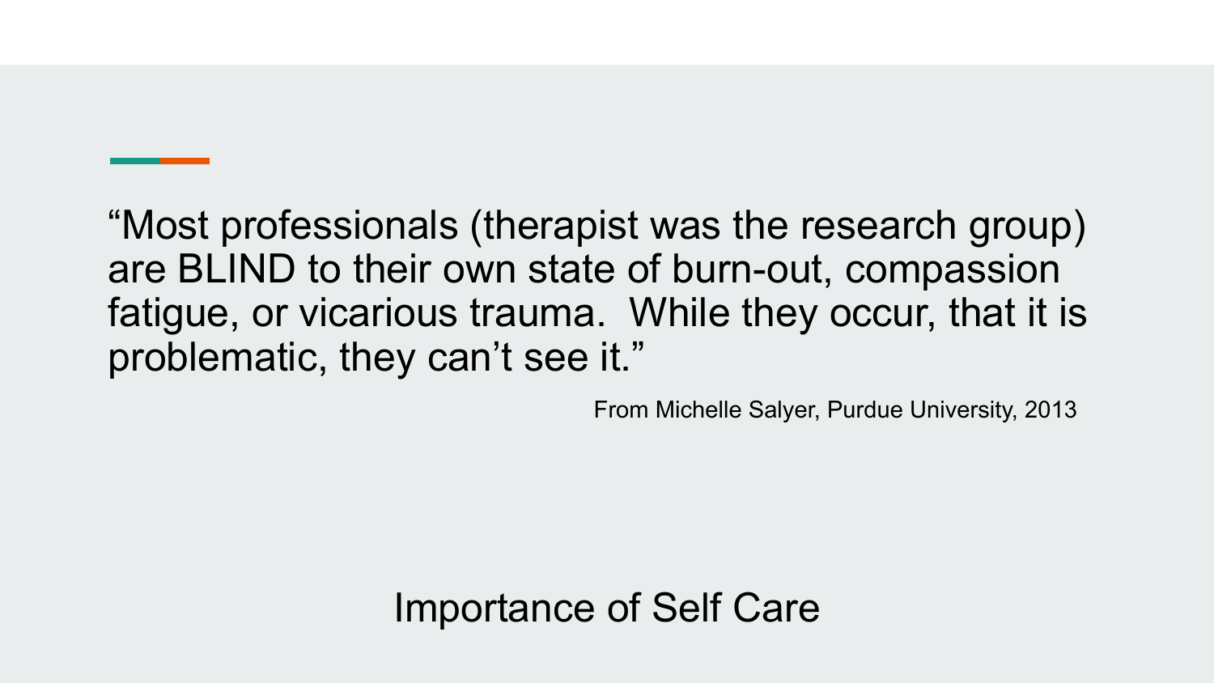"Most professionals (therapist was the research group) are BLIND to their own state of burn-out, compassion fatigue, or vicarious trauma.  While they occur, that it is problematic, they can't see it."

From Michelle Salyer, Purdue University, 2013

# Importance of Self Care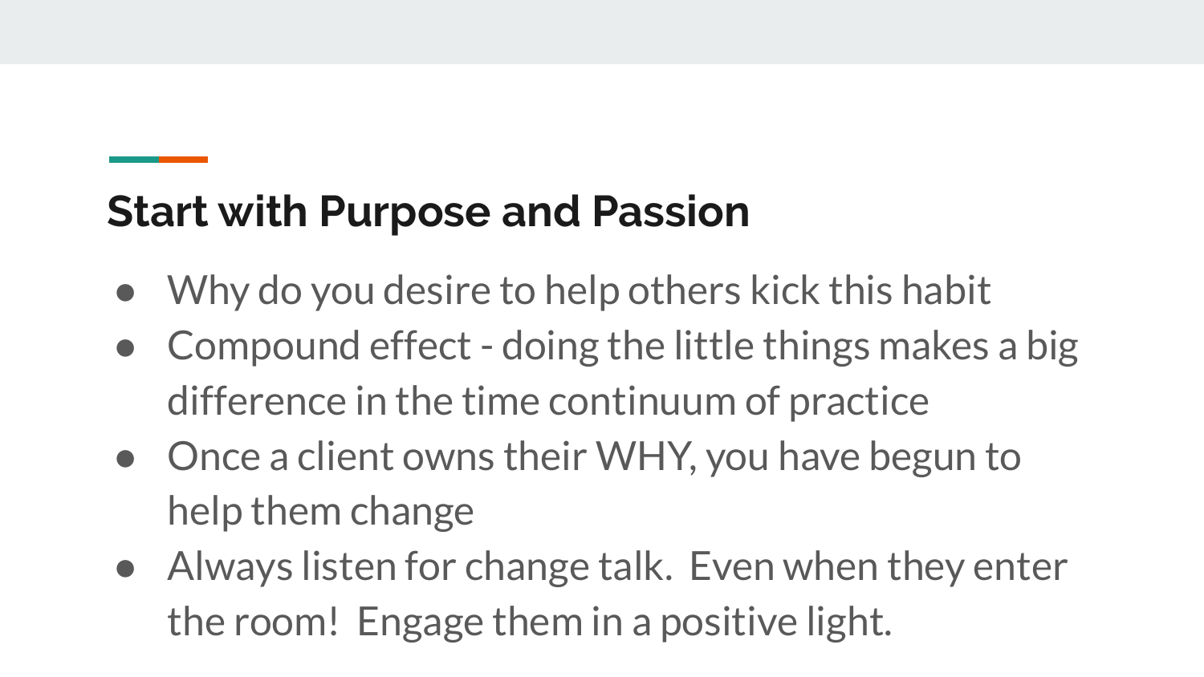## Start with Purpose and Passion

- Why do you desire to help others kick this habit
- Compound effect - doing the little things makes a big difference in the time continuum of practice
- Once a client owns their WHY, you have begun to help them change
- Always listen for change talk. Even when they enter the room! Engage them in a positive light.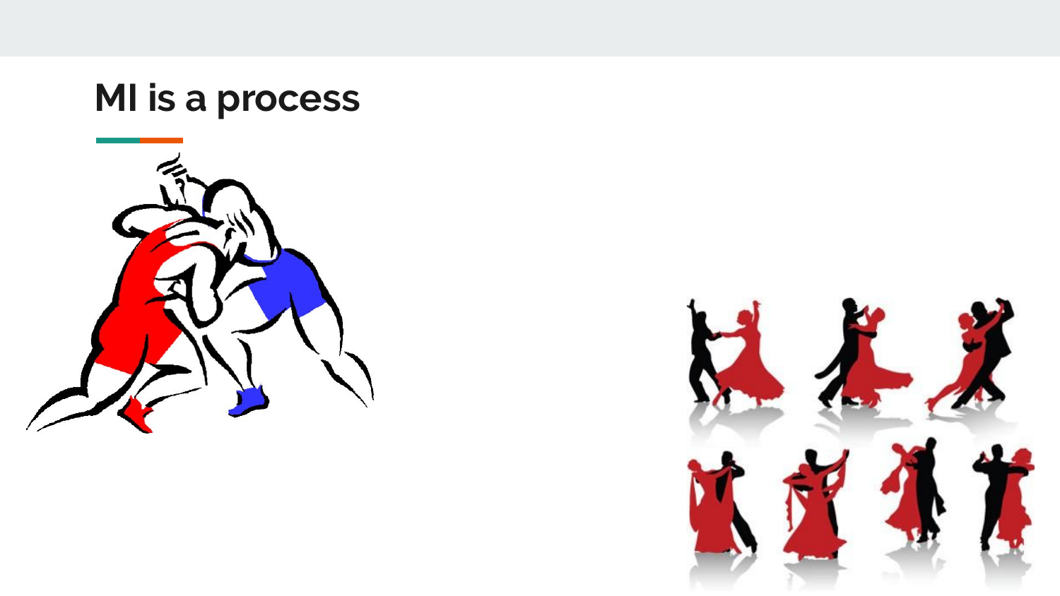# MI is a process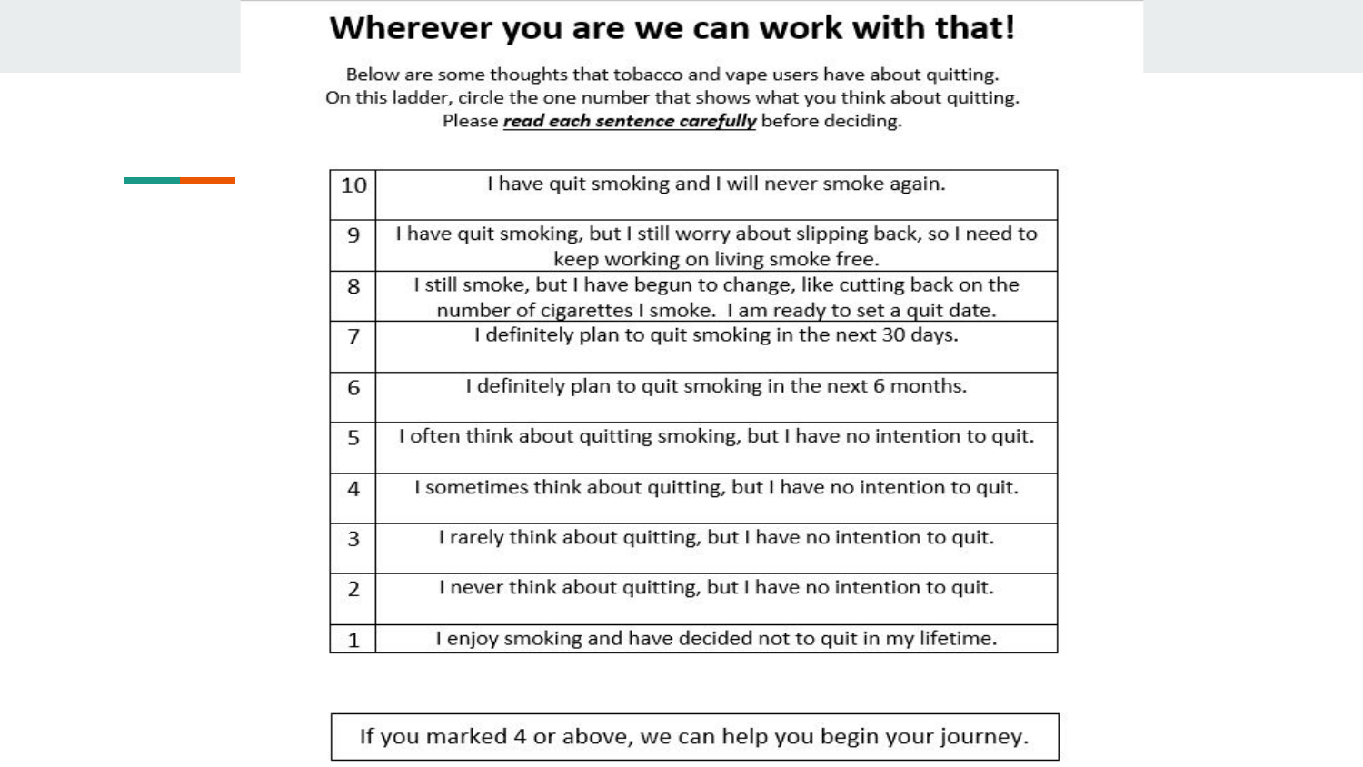# Wherever you are we can work with that!

Below are some thoughts that tobacco and vape users have about quitting.
On this ladder, circle the one number that shows what you think about quitting.
Please ***read each sentence carefully*** before deciding.

| | |
|---|---|
| 10 | I have quit smoking and I will never smoke again. |
| 9 | I have quit smoking, but I still worry about slipping back, so I need to keep working on living smoke free. |
| 8 | I still smoke, but I have begun to change, like cutting back on the number of cigarettes I smoke. I am ready to set a quit date. |
| 7 | I definitely plan to quit smoking in the next 30 days. |
| 6 | I definitely plan to quit smoking in the next 6 months. |
| 5 | I often think about quitting smoking, but I have no intention to quit. |
| 4 | I sometimes think about quitting, but I have no intention to quit. |
| 3 | I rarely think about quitting, but I have no intention to quit. |
| 2 | I never think about quitting, but I have no intention to quit. |
| 1 | I enjoy smoking and have decided not to quit in my lifetime. |

If you marked 4 or above, we can help you begin your journey.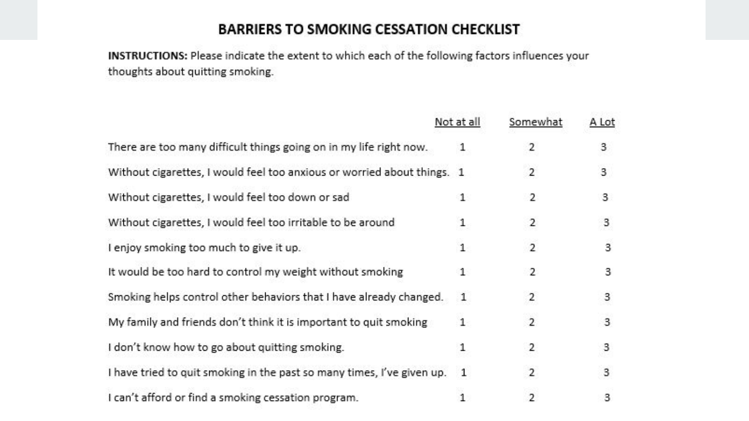# BARRIERS TO SMOKING CESSATION CHECKLIST

**INSTRUCTIONS:** Please indicate the extent to which each of the following factors influences your thoughts about quitting smoking.

| | Not at all | Somewhat | A Lot |
|---|---|---|---|
| There are too many difficult things going on in my life right now. | 1 | 2 | 3 |
| Without cigarettes, I would feel too anxious or worried about things. | 1 | 2 | 3 |
| Without cigarettes, I would feel too down or sad | 1 | 2 | 3 |
| Without cigarettes, I would feel too irritable to be around | 1 | 2 | 3 |
| I enjoy smoking too much to give it up. | 1 | 2 | 3 |
| It would be too hard to control my weight without smoking | 1 | 2 | 3 |
| Smoking helps control other behaviors that I have already changed. | 1 | 2 | 3 |
| My family and friends don't think it is important to quit smoking | 1 | 2 | 3 |
| I don't know how to go about quitting smoking. | 1 | 2 | 3 |
| I have tried to quit smoking in the past so many times, I've given up. | 1 | 2 | 3 |
| I can't afford or find a smoking cessation program. | 1 | 2 | 3 |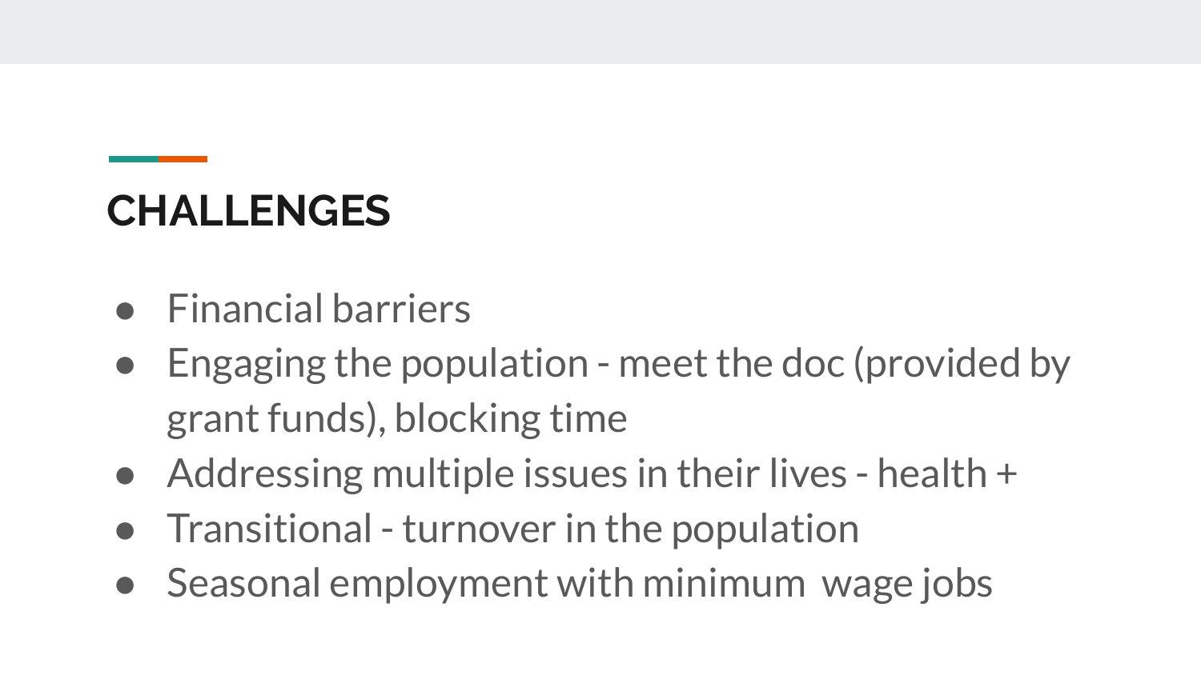## CHALLENGES

- Financial barriers
- Engaging the population - meet the doc (provided by grant funds), blocking time
- Addressing multiple issues in their lives - health +
- Transitional - turnover in the population
- Seasonal employment with minimum  wage jobs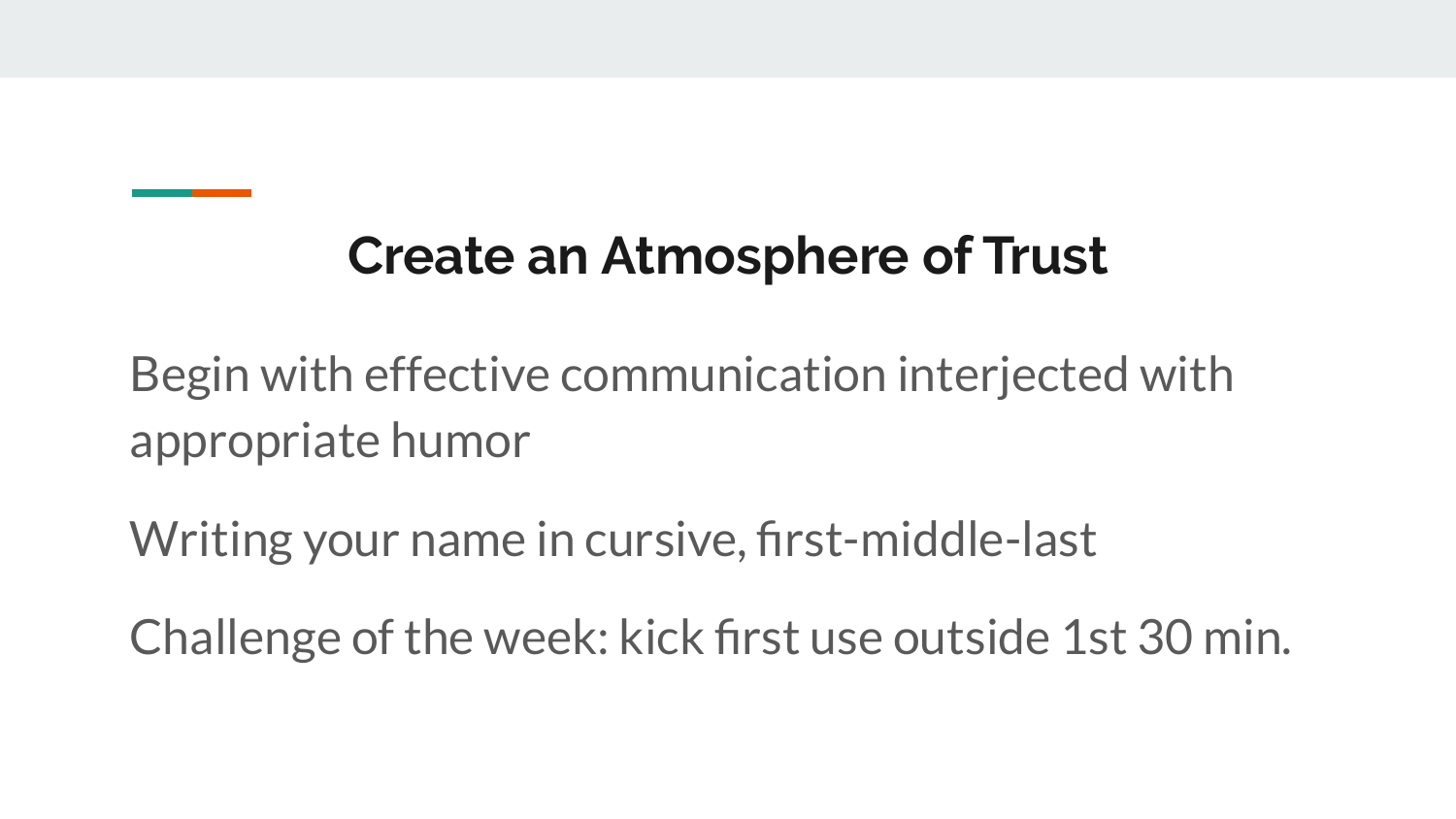## Create an Atmosphere of Trust

Begin with effective communication interjected with appropriate humor

Writing your name in cursive, first-middle-last

Challenge of the week: kick first use outside 1st 30 min.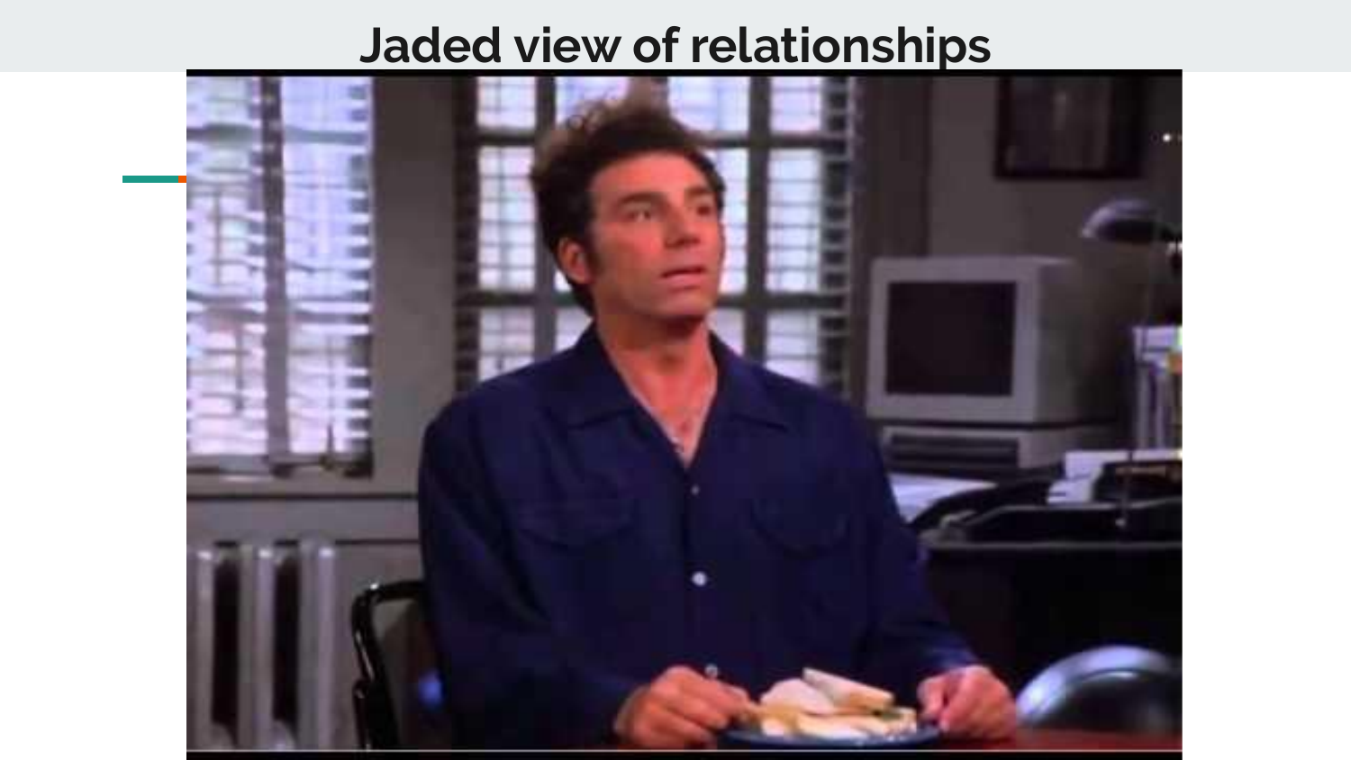# Jaded view of relationships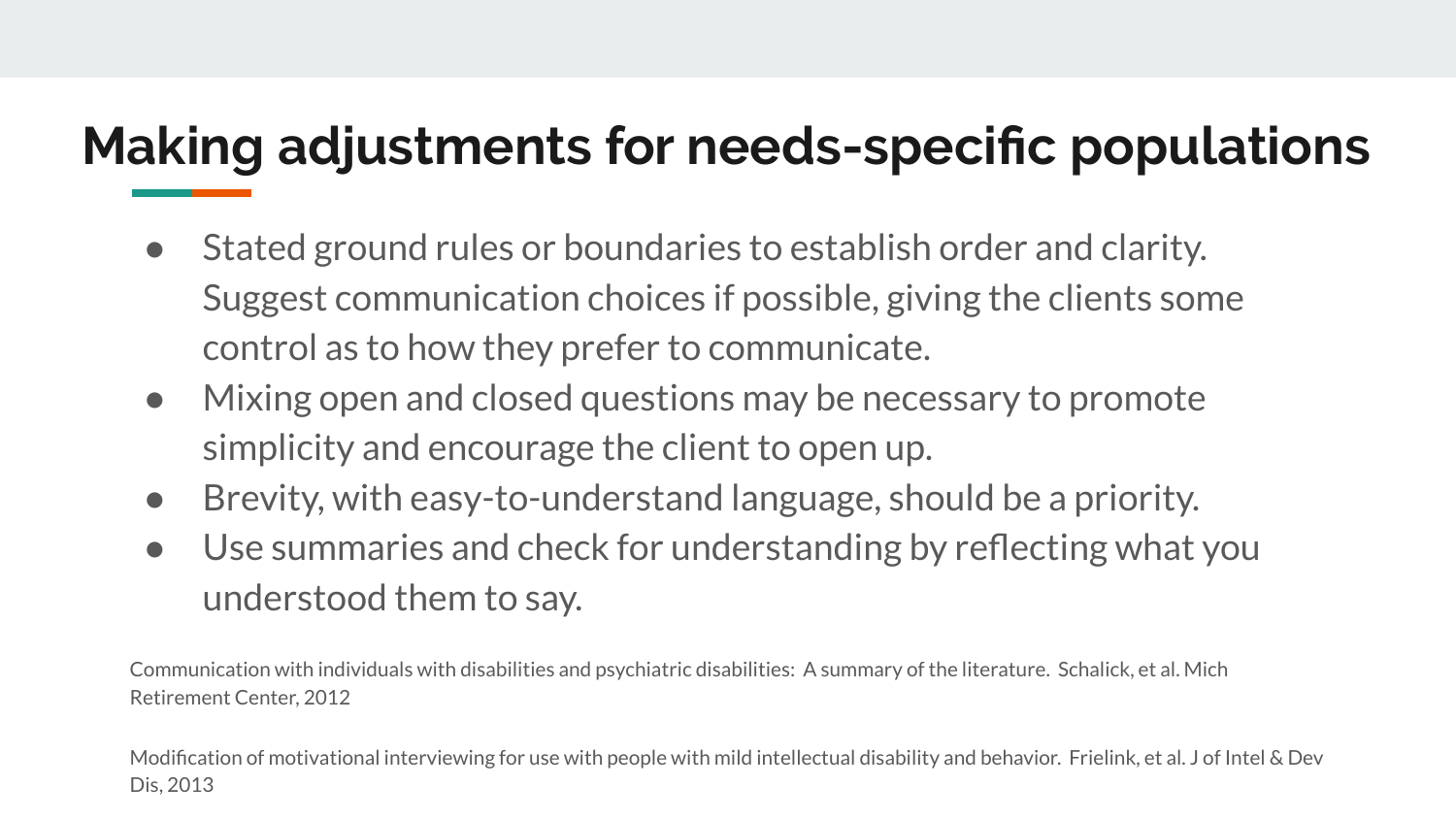# Making adjustments for needs-specific populations

- Stated ground rules or boundaries to establish order and clarity. Suggest communication choices if possible, giving the clients some control as to how they prefer to communicate.
- Mixing open and closed questions may be necessary to promote simplicity and encourage the client to open up.
- Brevity, with easy-to-understand language, should be a priority.
- Use summaries and check for understanding by reflecting what you understood them to say.

Communication with individuals with disabilities and psychiatric disabilities: A summary of the literature. Schalick, et al. Mich Retirement Center, 2012

Modification of motivational interviewing for use with people with mild intellectual disability and behavior. Frielink, et al. J of Intel & Dev Dis, 2013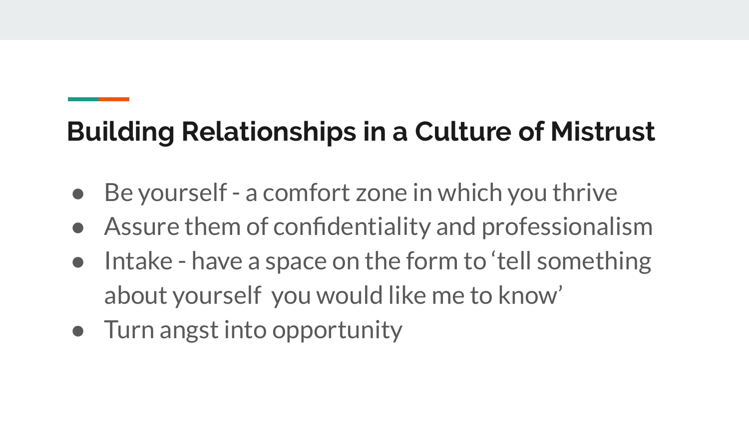## Building Relationships in a Culture of Mistrust

- Be yourself - a comfort zone in which you thrive
- Assure them of confidentiality and professionalism
- Intake - have a space on the form to ‘tell something about yourself  you would like me to know’
- Turn angst into opportunity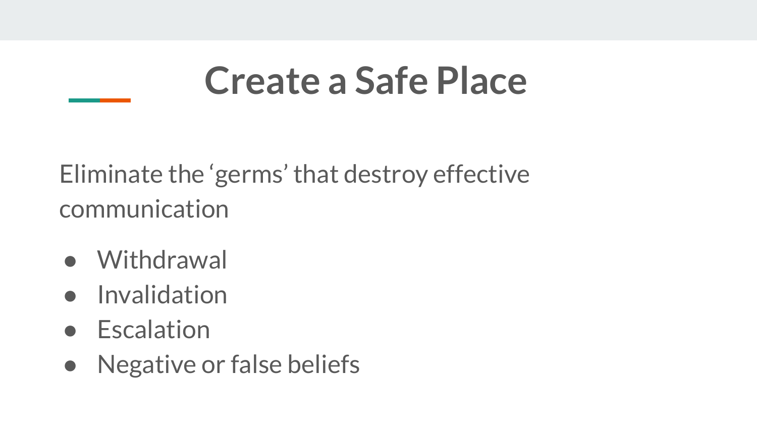# Create a Safe Place

Eliminate the ‘germs’ that destroy effective communication

- Withdrawal
- Invalidation
- Escalation
- Negative or false beliefs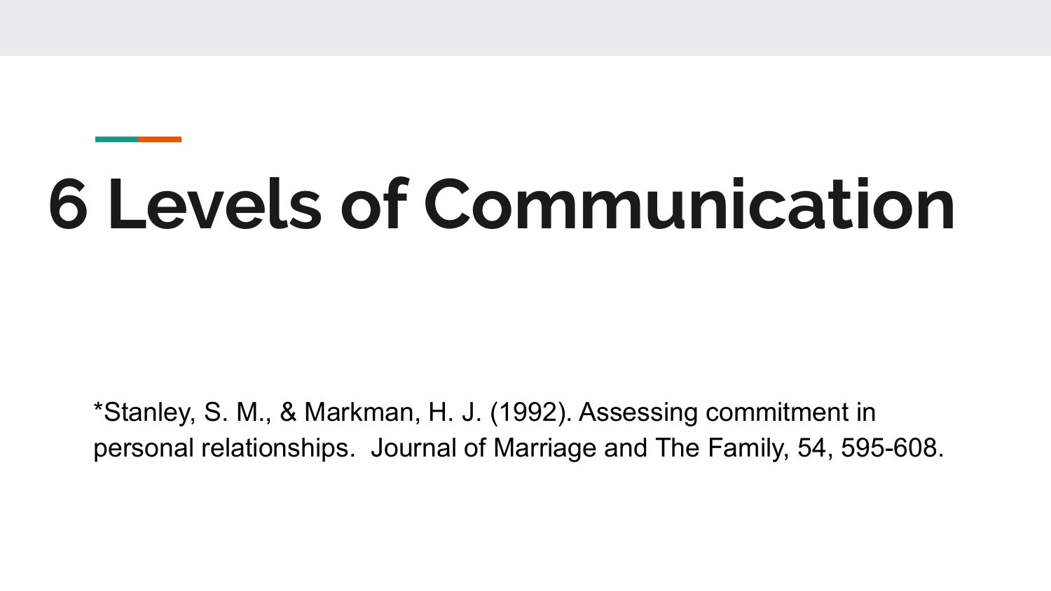# 6 Levels of Communication

*Stanley, S. M., & Markman, H. J. (1992). Assessing commitment in personal relationships. Journal of Marriage and The Family, 54, 595-608.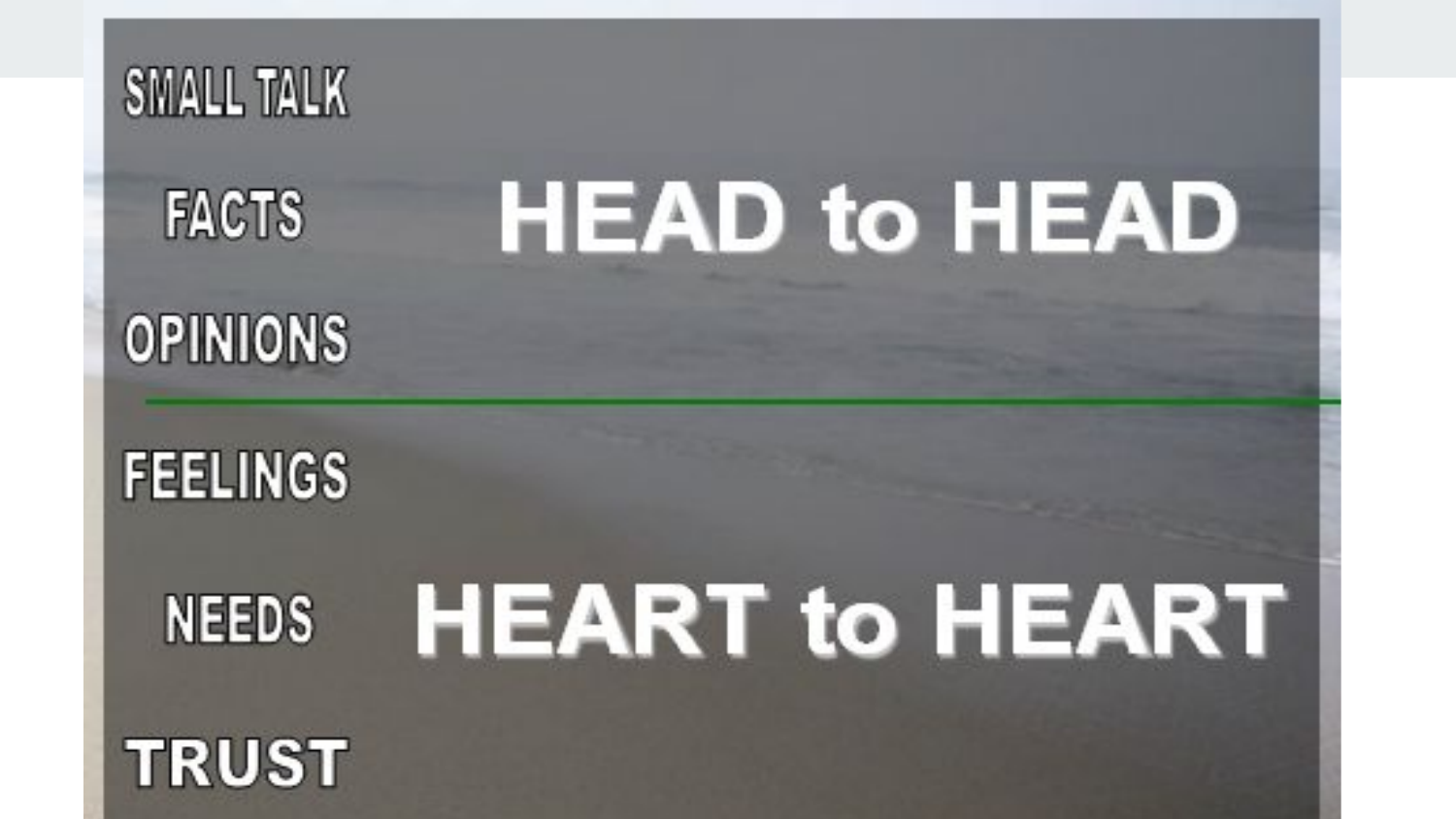SMALL TALK

FACTS

OPINIONS

**HEAD to HEAD**

---

FEELINGS

NEEDS

TRUST

**HEART to HEART**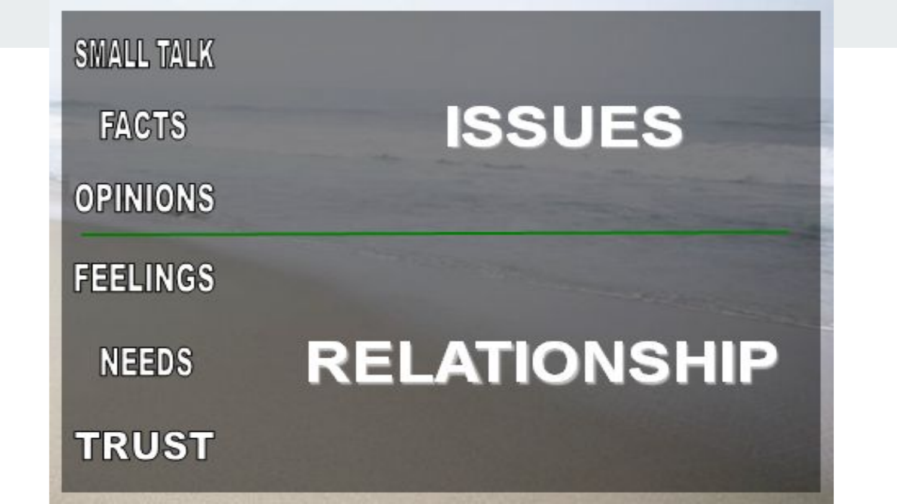SMALL TALK

FACTS

OPINIONS

**ISSUES**

---

FEELINGS

NEEDS

TRUST

**RELATIONSHIP**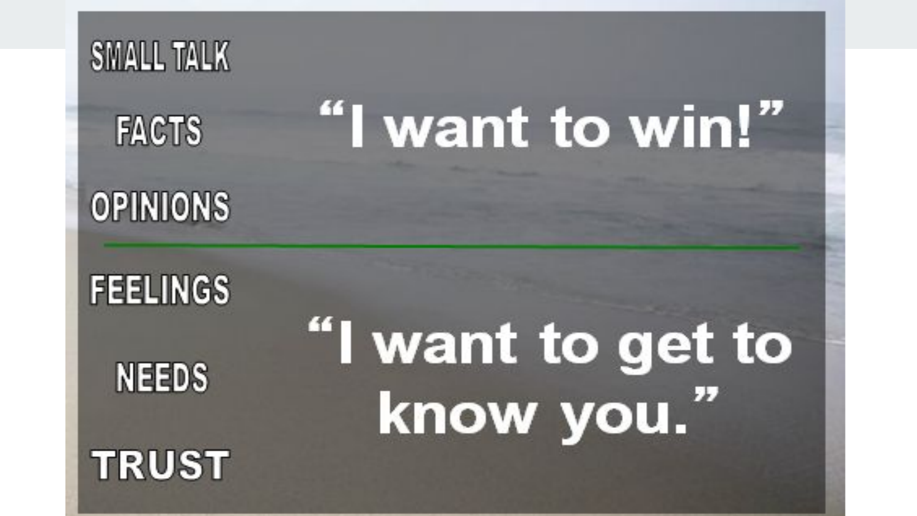SMALL TALK

FACTS

OPINIONS

"I want to win!"

---

FEELINGS

NEEDS

TRUST

"I want to get to know you."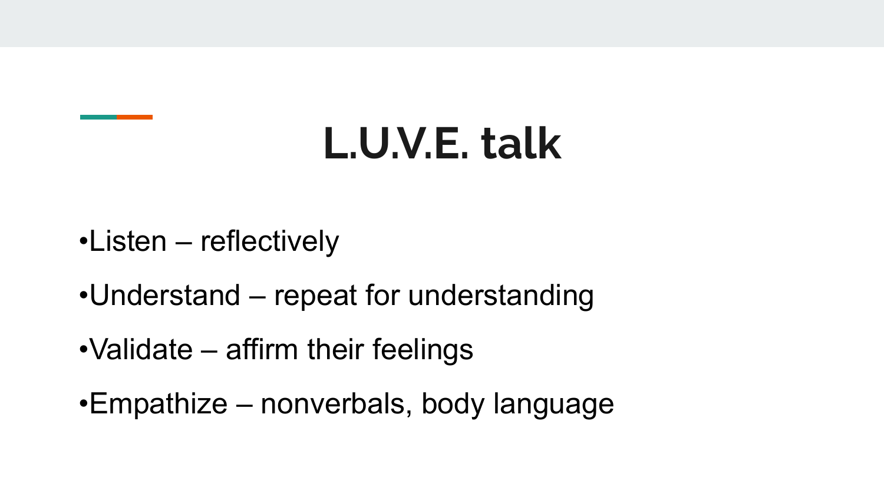# L.U.V.E. talk

- Listen – reflectively
- Understand – repeat for understanding
- Validate – affirm their feelings
- Empathize – nonverbals, body language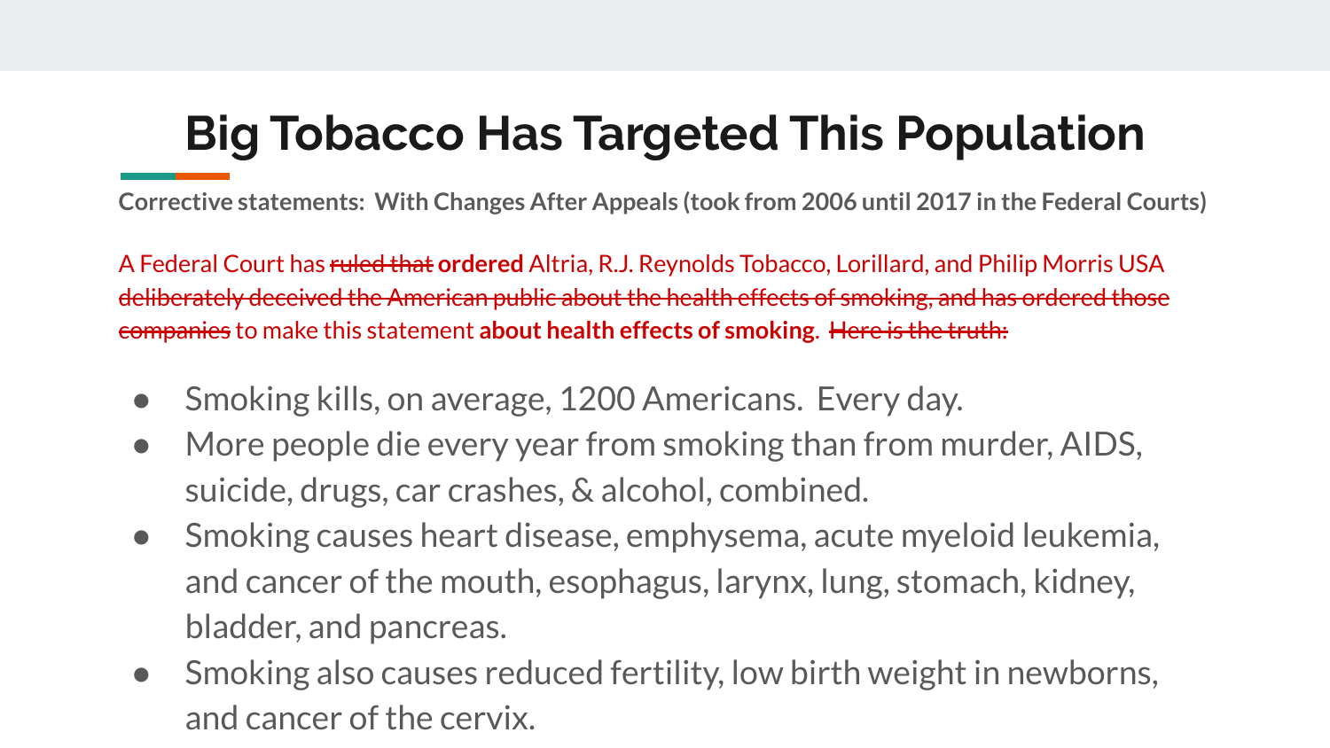# Big Tobacco Has Targeted This Population

**Corrective statements: With Changes After Appeals (took from 2006 until 2017 in the Federal Courts)**

A Federal Court has ~~ruled that~~ **ordered** Altria, R.J. Reynolds Tobacco, Lorillard, and Philip Morris USA ~~deliberately deceived the American public about the health effects of smoking, and has ordered those companies~~ to make this statement **about health effects of smoking**. ~~Here is the truth:~~

- Smoking kills, on average, 1200 Americans. Every day.
- More people die every year from smoking than from murder, AIDS, suicide, drugs, car crashes, & alcohol, combined.
- Smoking causes heart disease, emphysema, acute myeloid leukemia, and cancer of the mouth, esophagus, larynx, lung, stomach, kidney, bladder, and pancreas.
- Smoking also causes reduced fertility, low birth weight in newborns, and cancer of the cervix.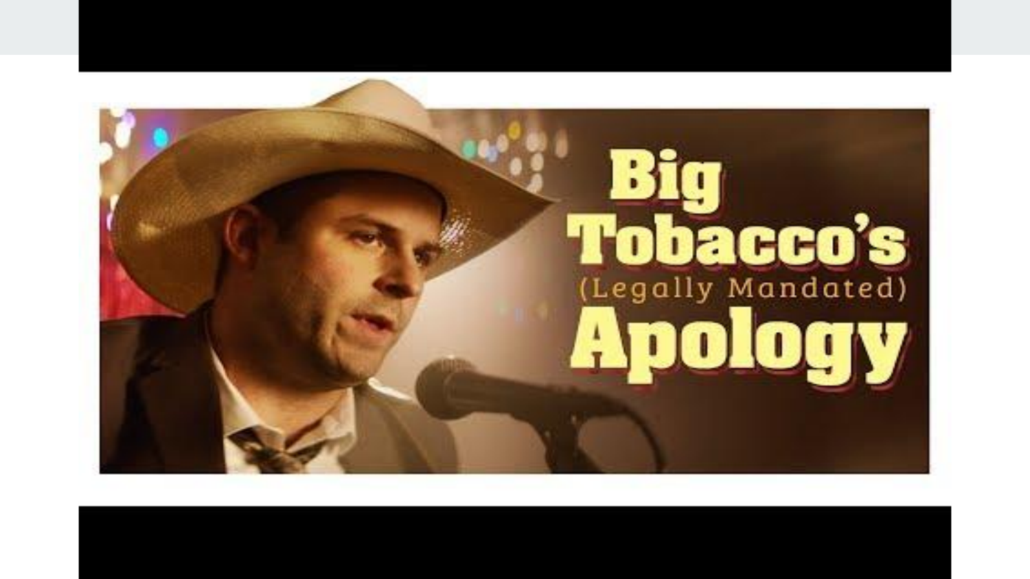# Big Tobacco's (Legally Mandated) Apology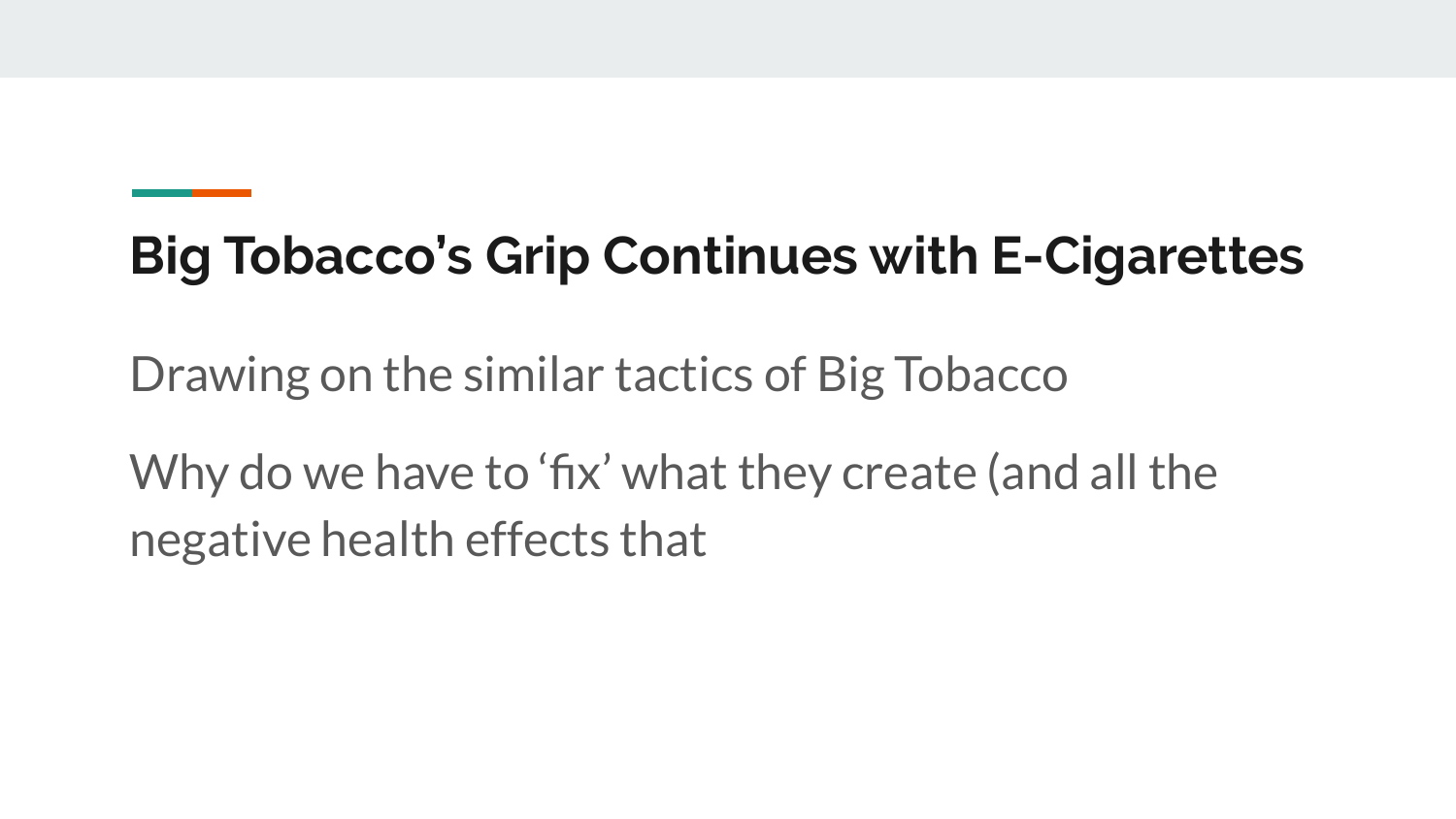## Big Tobacco's Grip Continues with E-Cigarettes

Drawing on the similar tactics of Big Tobacco

Why do we have to 'fix' what they create (and all the negative health effects that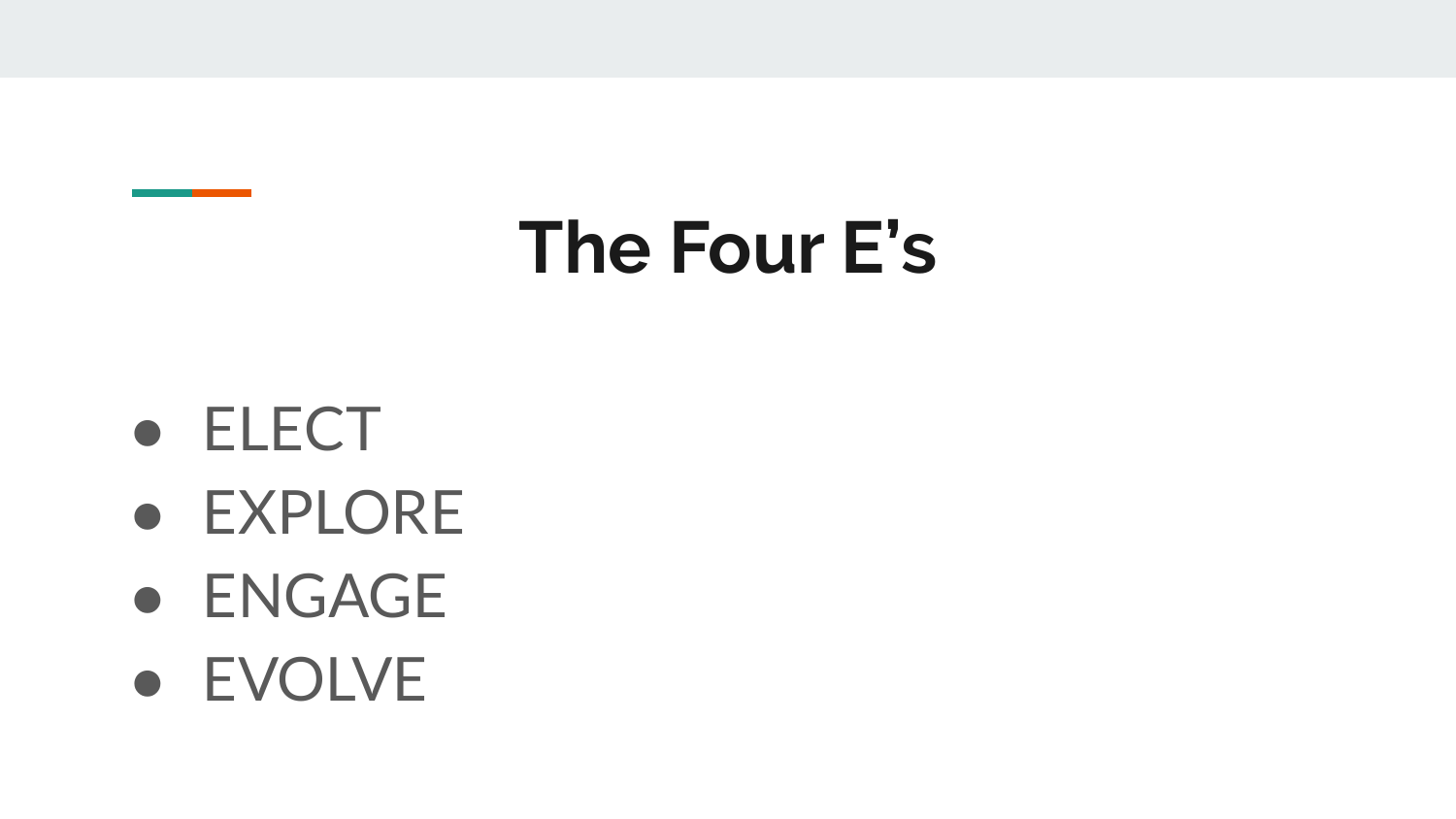# The Four E’s

- ELECT
- EXPLORE
- ENGAGE
- EVOLVE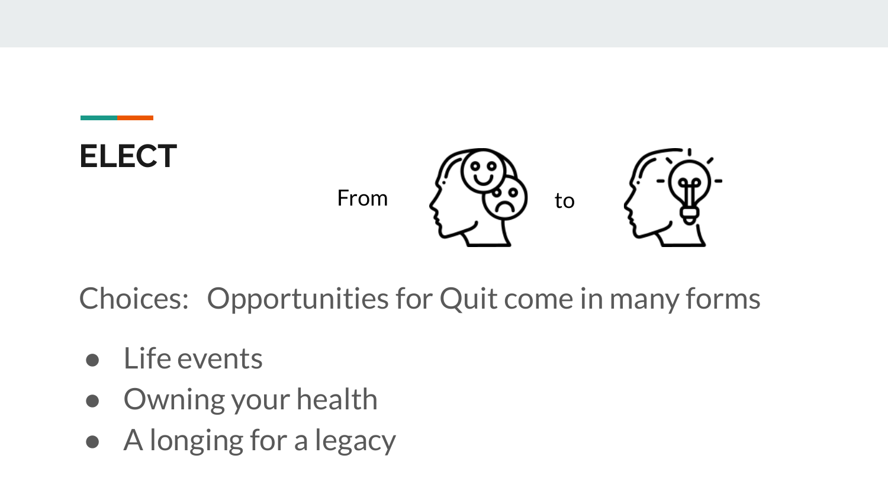## ELECT

From to

Choices: Opportunities for Quit come in many forms

- Life events
- Owning your health
- A longing for a legacy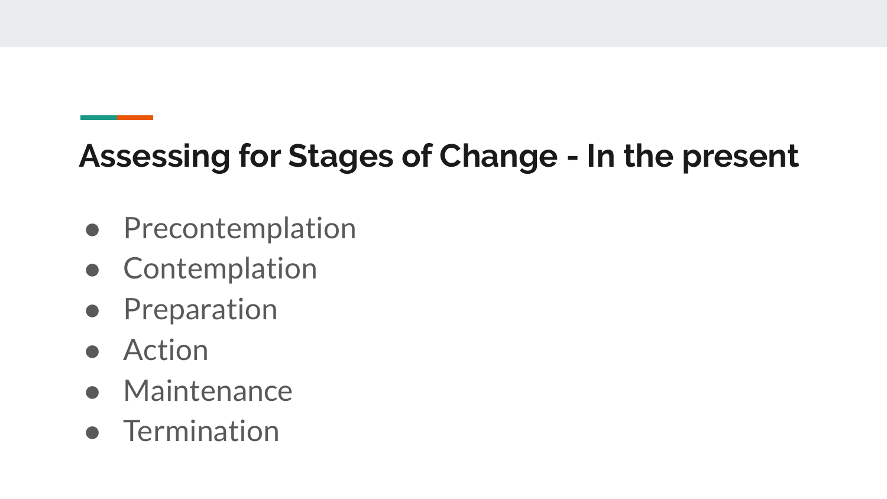## Assessing for Stages of Change - In the present

- Precontemplation
- Contemplation
- Preparation
- Action
- Maintenance
- Termination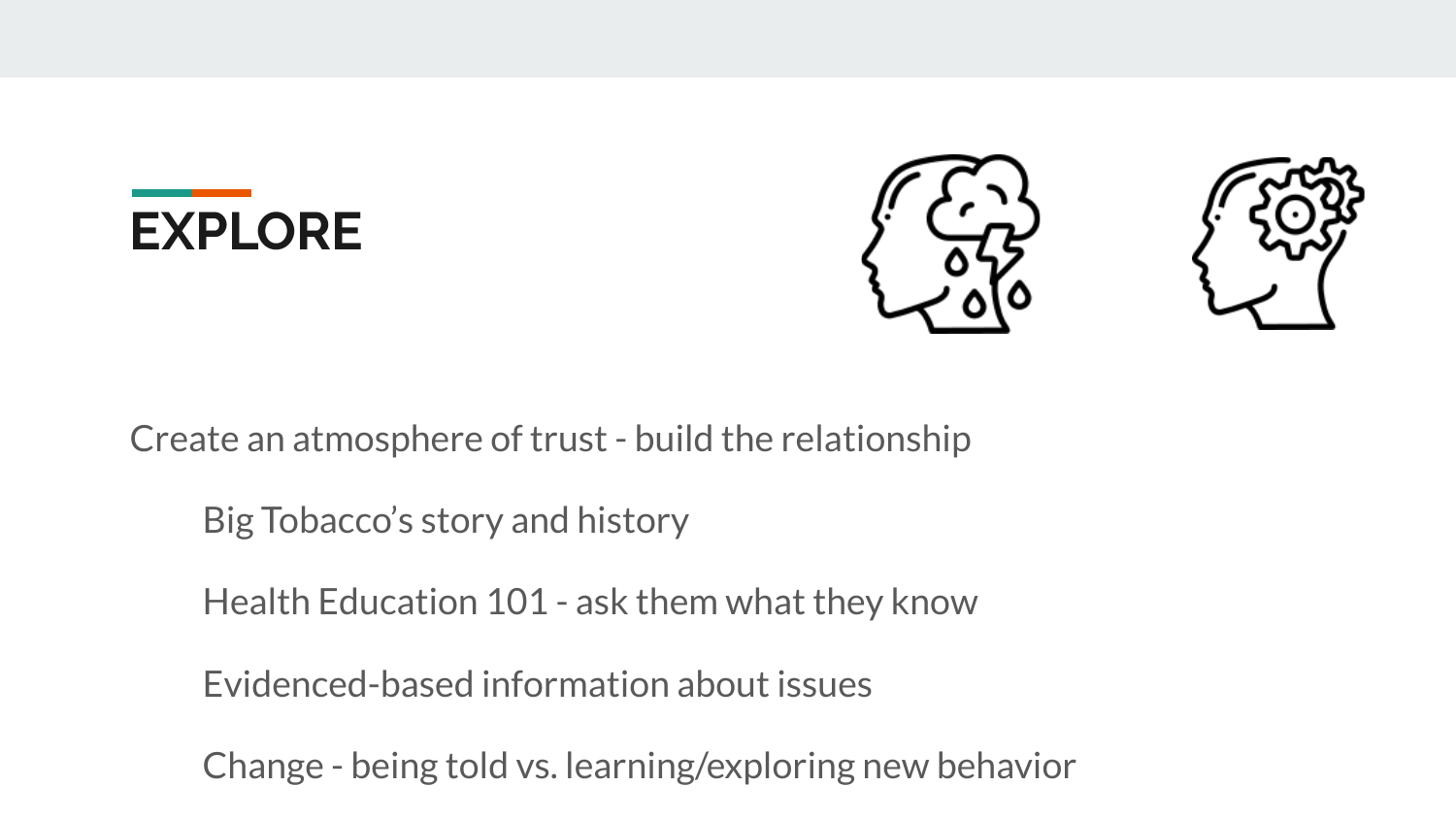## EXPLORE

Create an atmosphere of trust - build the relationship

- Big Tobacco's story and history
- Health Education 101 - ask them what they know
- Evidenced-based information about issues
- Change - being told vs. learning/exploring new behavior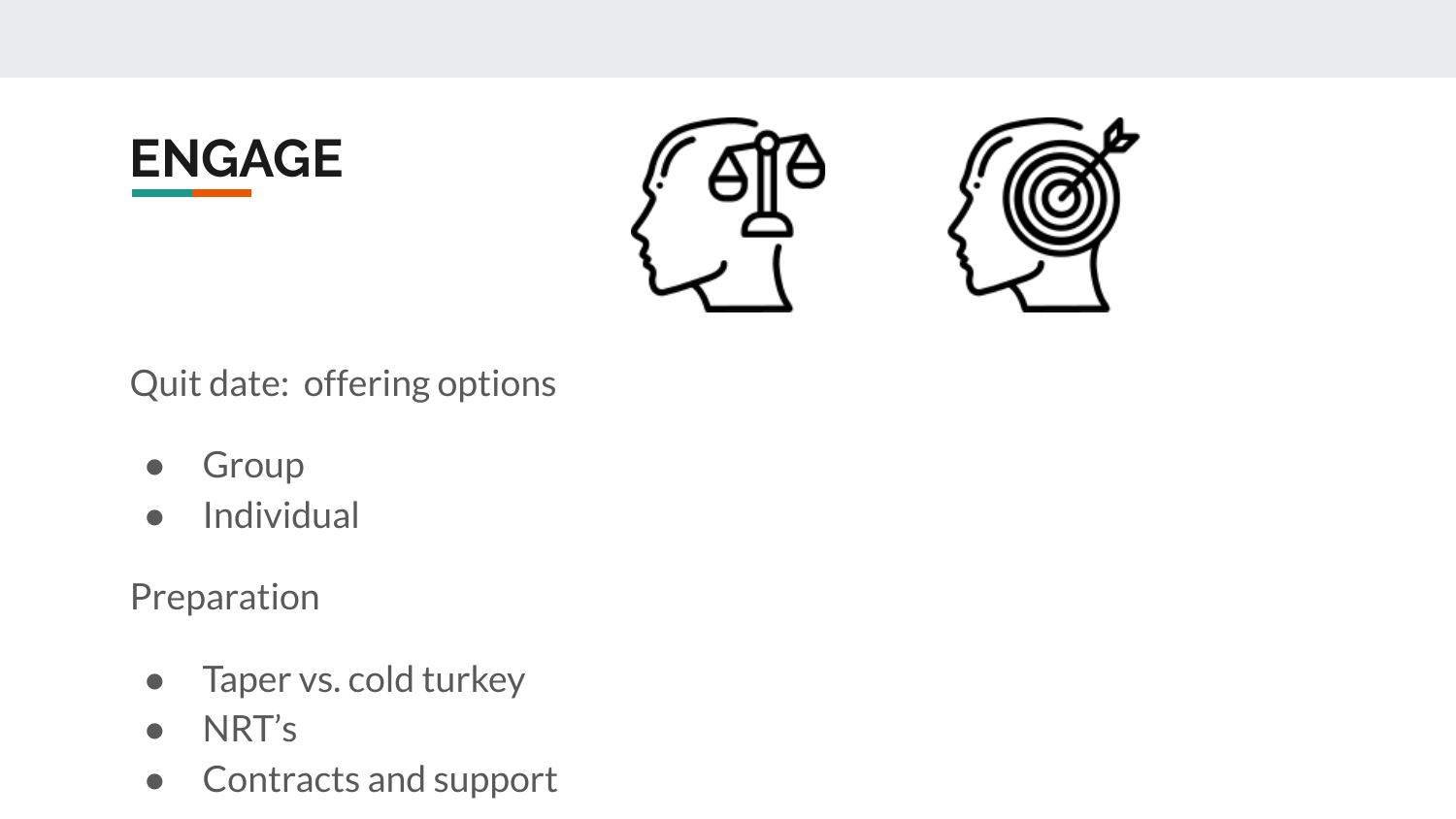# ENGAGE

Quit date: offering options

- Group
- Individual

Preparation

- Taper vs. cold turkey
- NRT's
- Contracts and support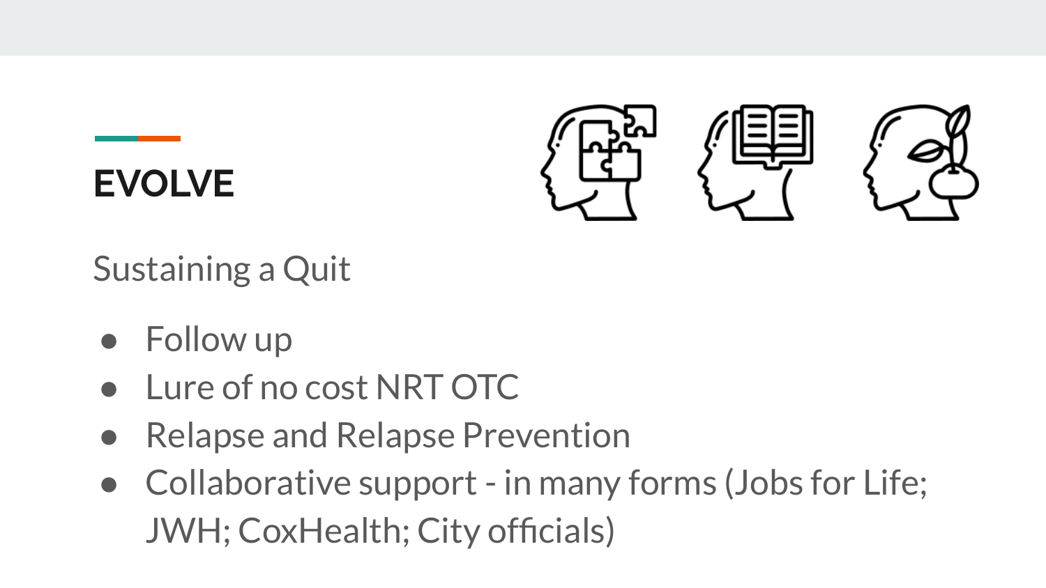## EVOLVE

Sustaining a Quit

- Follow up
- Lure of no cost NRT OTC
- Relapse and Relapse Prevention
- Collaborative support - in many forms (Jobs for Life; JWH; CoxHealth; City officials)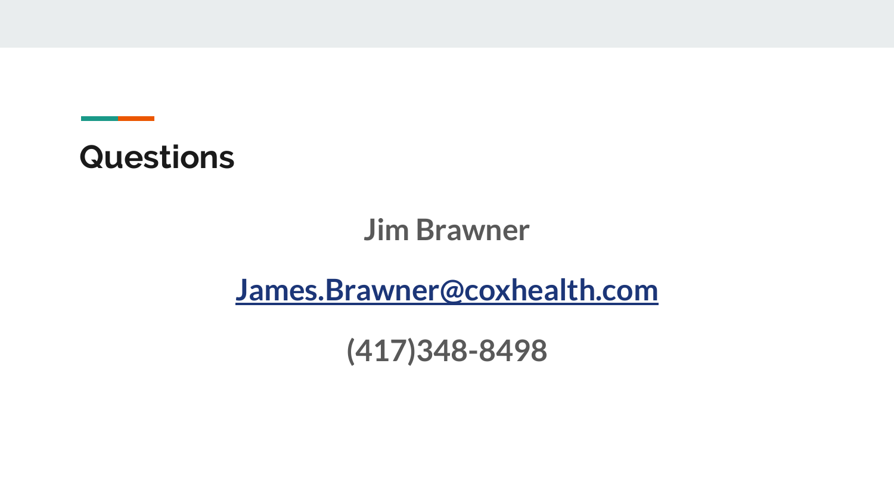## Questions

**Jim Brawner**

**James.Brawner@coxhealth.com**

**(417)348-8498**